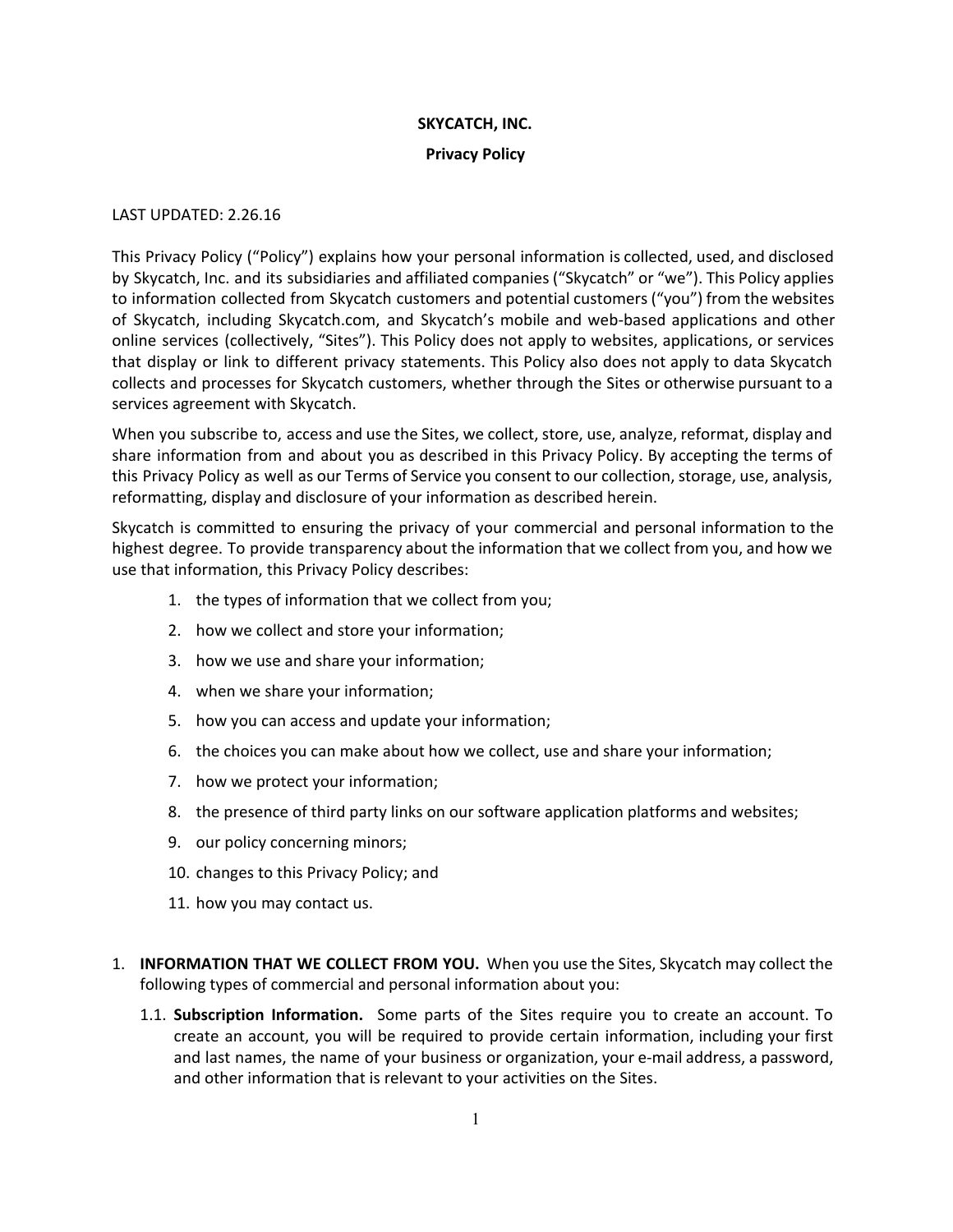# SKYCATCH, INC.

## Privacy Policy

LAST UPDATED: 2.26.16

This Privacy Policy ("Policy") explains how your personal information is collected, used, and disclosed by Skycatch, Inc. and its subsidiaries and affiliated companies ("Skycatch" or "we"). This Policy applies to information collected from Skycatch customers and potential customers ("you") from the websites of Skycatch, including Skycatch.com, and Skycatch's mobile and web-based applications and other online services (collectively, "Sites"). This Policy does not apply to websites, applications, or services that display or link to different privacy statements. This Policy also does not apply to data Skycatch collects and processes for Skycatch customers, whether through the Sites or otherwise pursuant to a services agreement with Skycatch.

When you subscribe to, access and use the Sites, we collect, store, use, analyze, reformat, display and share information from and about you as described in this Privacy Policy. By accepting the terms of this Privacy Policy as well as our Terms of Service you consent to our collection, storage, use, analysis, reformatting, display and disclosure of your information as described herein.

Skycatch is committed to ensuring the privacy of your commercial and personal information to the highest degree. To provide transparency about the information that we collect from you, and how we use that information, this Privacy Policy describes:

1. the types of information that we collect from you;
2. how we collect and store your information;
3. how we use and share your information;
4. when we share your information;
5. how you can access and update your information;
6. the choices you can make about how we collect, use and share your information;
7. how we protect your information;
8. the presence of third party links on our software application platforms and websites;
9. our policy concerning minors;
10. changes to this Privacy Policy; and
11. how you may contact us.

1. **INFORMATION THAT WE COLLECT FROM YOU.** When you use the Sites, Skycatch may collect the following types of commercial and personal information about you:

   1.1. **Subscription Information.** Some parts of the Sites require you to create an account. To create an account, you will be required to provide certain information, including your first and last names, the name of your business or organization, your e-mail address, a password, and other information that is relevant to your activities on the Sites.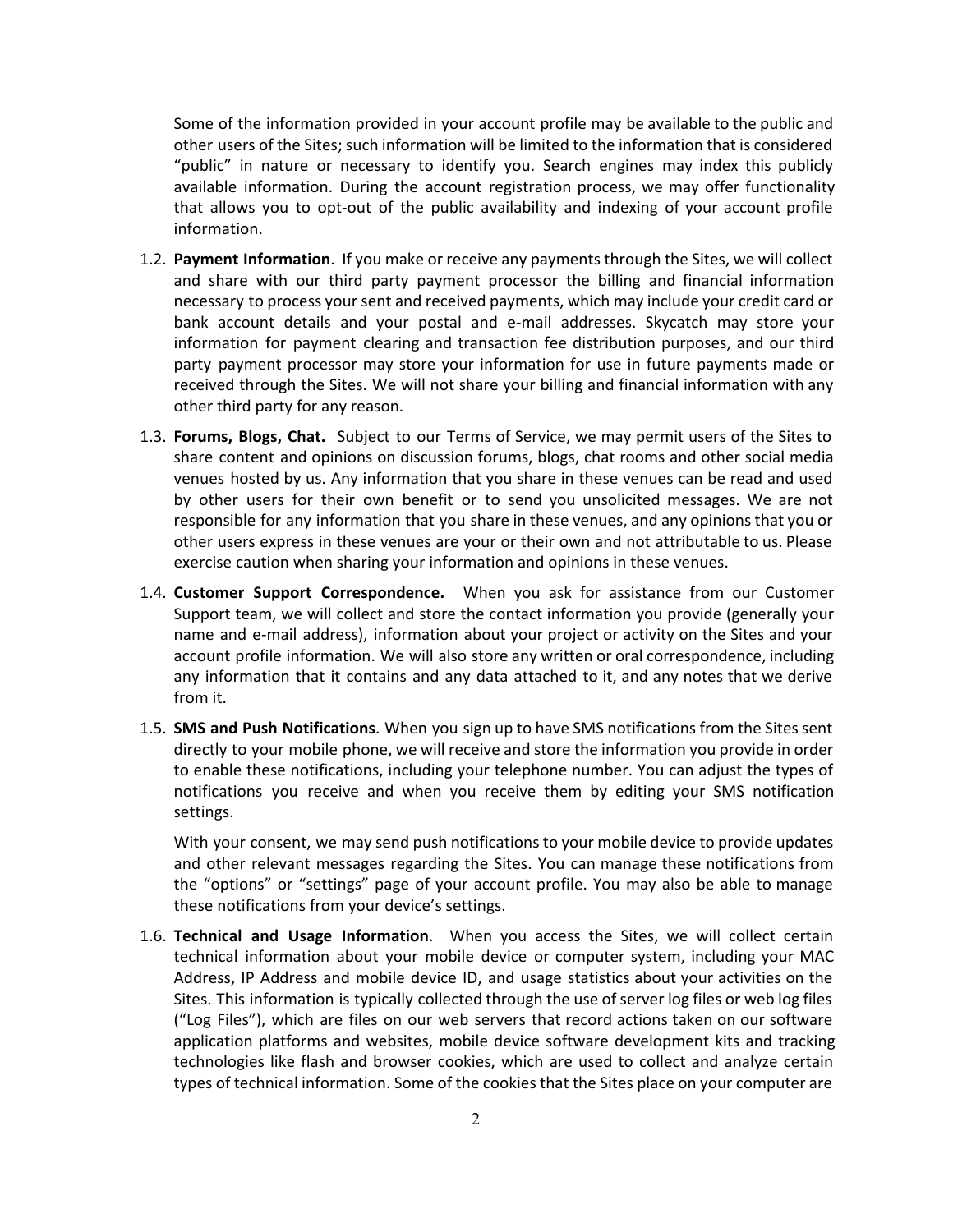Some of the information provided in your account profile may be available to the public and other users of the Sites; such information will be limited to the information that is considered "public" in nature or necessary to identify you. Search engines may index this publicly available information. During the account registration process, we may offer functionality that allows you to opt-out of the public availability and indexing of your account profile information.

1.2. **Payment Information**. If you make or receive any payments through the Sites, we will collect and share with our third party payment processor the billing and financial information necessary to process your sent and received payments, which may include your credit card or bank account details and your postal and e-mail addresses. Skycatch may store your information for payment clearing and transaction fee distribution purposes, and our third party payment processor may store your information for use in future payments made or received through the Sites. We will not share your billing and financial information with any other third party for any reason.

1.3. **Forums, Blogs, Chat.** Subject to our Terms of Service, we may permit users of the Sites to share content and opinions on discussion forums, blogs, chat rooms and other social media venues hosted by us. Any information that you share in these venues can be read and used by other users for their own benefit or to send you unsolicited messages. We are not responsible for any information that you share in these venues, and any opinions that you or other users express in these venues are your or their own and not attributable to us. Please exercise caution when sharing your information and opinions in these venues.

1.4. **Customer Support Correspondence.** When you ask for assistance from our Customer Support team, we will collect and store the contact information you provide (generally your name and e-mail address), information about your project or activity on the Sites and your account profile information. We will also store any written or oral correspondence, including any information that it contains and any data attached to it, and any notes that we derive from it.

1.5. **SMS and Push Notifications**. When you sign up to have SMS notifications from the Sites sent directly to your mobile phone, we will receive and store the information you provide in order to enable these notifications, including your telephone number. You can adjust the types of notifications you receive and when you receive them by editing your SMS notification settings.

   With your consent, we may send push notifications to your mobile device to provide updates and other relevant messages regarding the Sites. You can manage these notifications from the "options" or "settings" page of your account profile. You may also be able to manage these notifications from your device's settings.

1.6. **Technical and Usage Information**. When you access the Sites, we will collect certain technical information about your mobile device or computer system, including your MAC Address, IP Address and mobile device ID, and usage statistics about your activities on the Sites. This information is typically collected through the use of server log files or web log files ("Log Files"), which are files on our web servers that record actions taken on our software application platforms and websites, mobile device software development kits and tracking technologies like flash and browser cookies, which are used to collect and analyze certain types of technical information. Some of the cookies that the Sites place on your computer are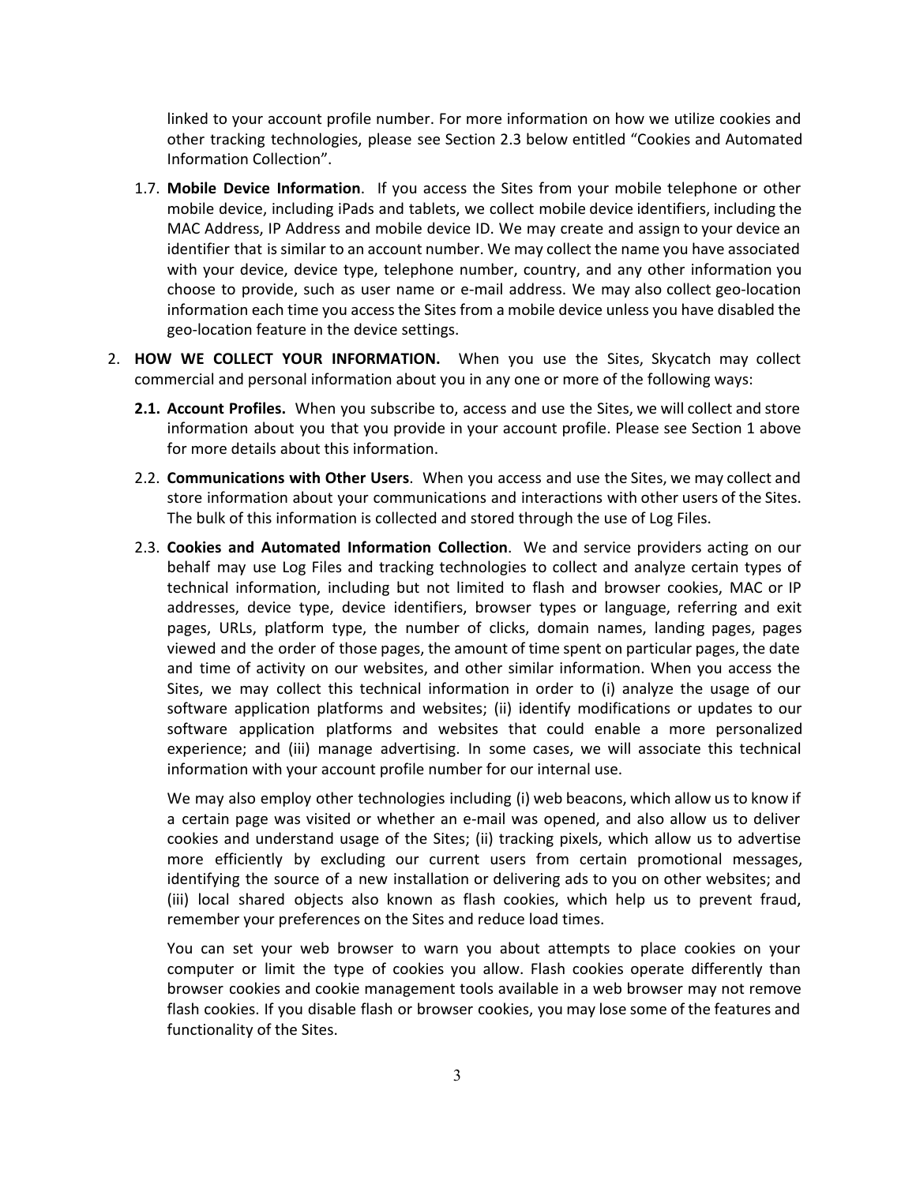linked to your account profile number. For more information on how we utilize cookies and other tracking technologies, please see Section 2.3 below entitled "Cookies and Automated Information Collection".

1.7. **Mobile Device Information**. If you access the Sites from your mobile telephone or other mobile device, including iPads and tablets, we collect mobile device identifiers, including the MAC Address, IP Address and mobile device ID. We may create and assign to your device an identifier that is similar to an account number. We may collect the name you have associated with your device, device type, telephone number, country, and any other information you choose to provide, such as user name or e-mail address. We may also collect geo-location information each time you access the Sites from a mobile device unless you have disabled the geo-location feature in the device settings.

2. **HOW WE COLLECT YOUR INFORMATION.** When you use the Sites, Skycatch may collect commercial and personal information about you in any one or more of the following ways:

   **2.1. Account Profiles.** When you subscribe to, access and use the Sites, we will collect and store information about you that you provide in your account profile. Please see Section 1 above for more details about this information.

   2.2. **Communications with Other Users**. When you access and use the Sites, we may collect and store information about your communications and interactions with other users of the Sites. The bulk of this information is collected and stored through the use of Log Files.

   2.3. **Cookies and Automated Information Collection**. We and service providers acting on our behalf may use Log Files and tracking technologies to collect and analyze certain types of technical information, including but not limited to flash and browser cookies, MAC or IP addresses, device type, device identifiers, browser types or language, referring and exit pages, URLs, platform type, the number of clicks, domain names, landing pages, pages viewed and the order of those pages, the amount of time spent on particular pages, the date and time of activity on our websites, and other similar information. When you access the Sites, we may collect this technical information in order to (i) analyze the usage of our software application platforms and websites; (ii) identify modifications or updates to our software application platforms and websites that could enable a more personalized experience; and (iii) manage advertising. In some cases, we will associate this technical information with your account profile number for our internal use.

   We may also employ other technologies including (i) web beacons, which allow us to know if a certain page was visited or whether an e-mail was opened, and also allow us to deliver cookies and understand usage of the Sites; (ii) tracking pixels, which allow us to advertise more efficiently by excluding our current users from certain promotional messages, identifying the source of a new installation or delivering ads to you on other websites; and (iii) local shared objects also known as flash cookies, which help us to prevent fraud, remember your preferences on the Sites and reduce load times.

   You can set your web browser to warn you about attempts to place cookies on your computer or limit the type of cookies you allow. Flash cookies operate differently than browser cookies and cookie management tools available in a web browser may not remove flash cookies. If you disable flash or browser cookies, you may lose some of the features and functionality of the Sites.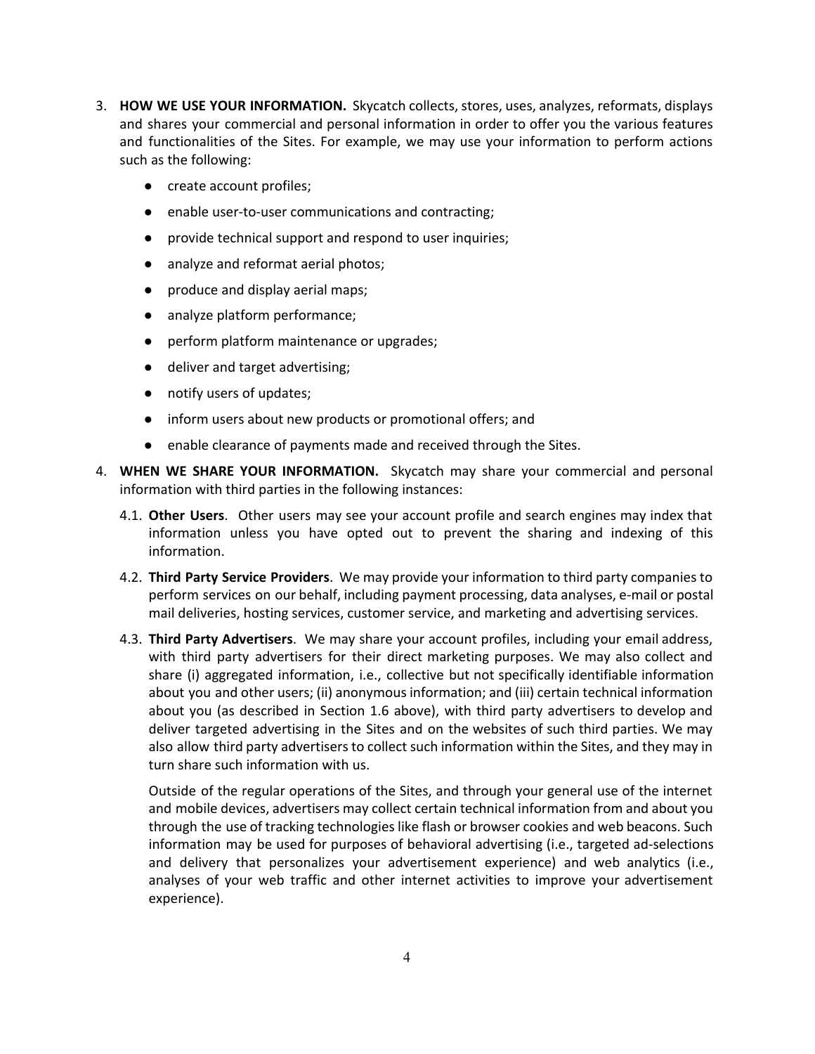3. **HOW WE USE YOUR INFORMATION.** Skycatch collects, stores, uses, analyzes, reformats, displays and shares your commercial and personal information in order to offer you the various features and functionalities of the Sites. For example, we may use your information to perform actions such as the following:

   - create account profiles;
   - enable user-to-user communications and contracting;
   - provide technical support and respond to user inquiries;
   - analyze and reformat aerial photos;
   - produce and display aerial maps;
   - analyze platform performance;
   - perform platform maintenance or upgrades;
   - deliver and target advertising;
   - notify users of updates;
   - inform users about new products or promotional offers; and
   - enable clearance of payments made and received through the Sites.

4. **WHEN WE SHARE YOUR INFORMATION.** Skycatch may share your commercial and personal information with third parties in the following instances:

   4.1. **Other Users**. Other users may see your account profile and search engines may index that information unless you have opted out to prevent the sharing and indexing of this information.

   4.2. **Third Party Service Providers**. We may provide your information to third party companies to perform services on our behalf, including payment processing, data analyses, e-mail or postal mail deliveries, hosting services, customer service, and marketing and advertising services.

   4.3. **Third Party Advertisers**. We may share your account profiles, including your email address, with third party advertisers for their direct marketing purposes. We may also collect and share (i) aggregated information, i.e., collective but not specifically identifiable information about you and other users; (ii) anonymous information; and (iii) certain technical information about you (as described in Section 1.6 above), with third party advertisers to develop and deliver targeted advertising in the Sites and on the websites of such third parties. We may also allow third party advertisers to collect such information within the Sites, and they may in turn share such information with us.

   Outside of the regular operations of the Sites, and through your general use of the internet and mobile devices, advertisers may collect certain technical information from and about you through the use of tracking technologies like flash or browser cookies and web beacons. Such information may be used for purposes of behavioral advertising (i.e., targeted ad-selections and delivery that personalizes your advertisement experience) and web analytics (i.e., analyses of your web traffic and other internet activities to improve your advertisement experience).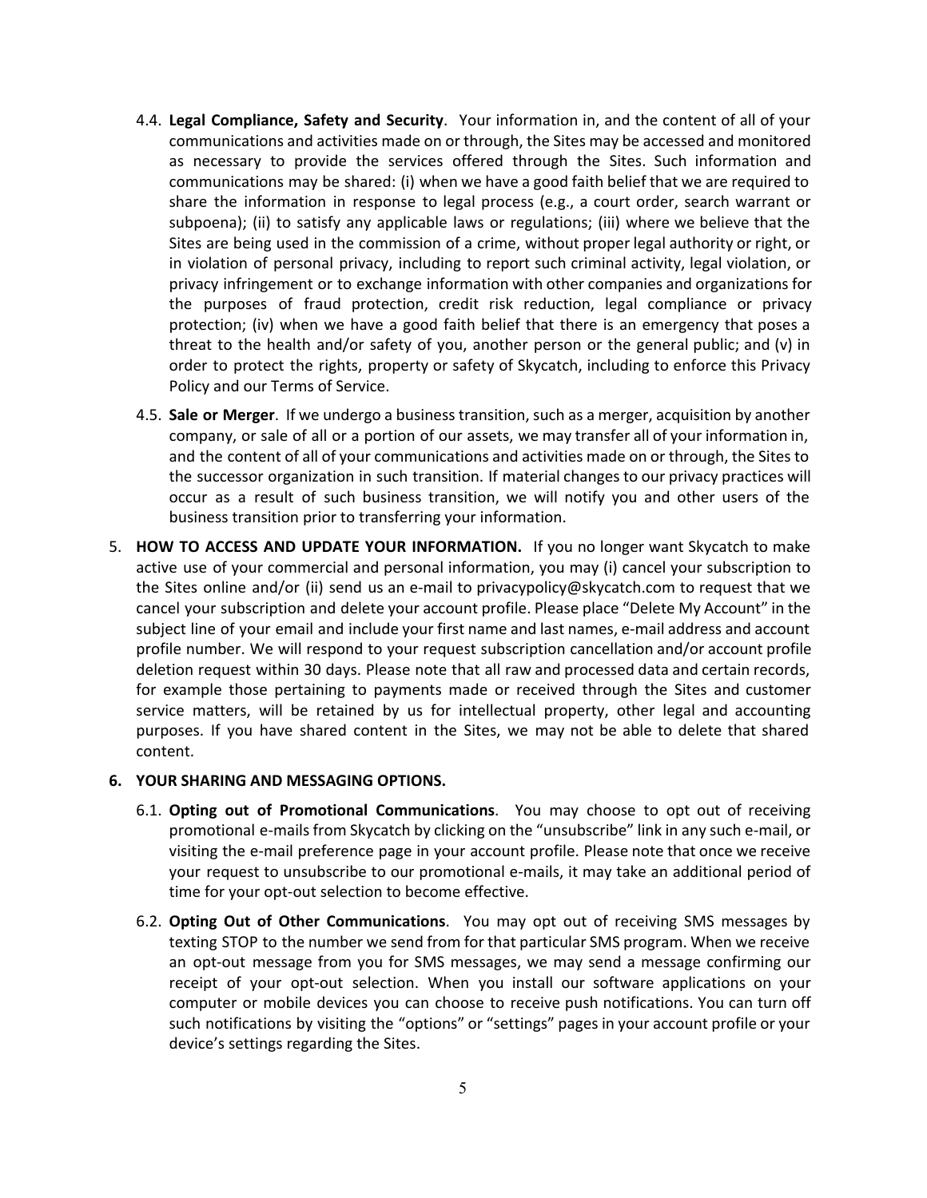4.4. **Legal Compliance, Safety and Security**. Your information in, and the content of all of your communications and activities made on or through, the Sites may be accessed and monitored as necessary to provide the services offered through the Sites. Such information and communications may be shared: (i) when we have a good faith belief that we are required to share the information in response to legal process (e.g., a court order, search warrant or subpoena); (ii) to satisfy any applicable laws or regulations; (iii) where we believe that the Sites are being used in the commission of a crime, without proper legal authority or right, or in violation of personal privacy, including to report such criminal activity, legal violation, or privacy infringement or to exchange information with other companies and organizations for the purposes of fraud protection, credit risk reduction, legal compliance or privacy protection; (iv) when we have a good faith belief that there is an emergency that poses a threat to the health and/or safety of you, another person or the general public; and (v) in order to protect the rights, property or safety of Skycatch, including to enforce this Privacy Policy and our Terms of Service.

4.5. **Sale or Merger**. If we undergo a business transition, such as a merger, acquisition by another company, or sale of all or a portion of our assets, we may transfer all of your information in, and the content of all of your communications and activities made on or through, the Sites to the successor organization in such transition. If material changes to our privacy practices will occur as a result of such business transition, we will notify you and other users of the business transition prior to transferring your information.

5. **HOW TO ACCESS AND UPDATE YOUR INFORMATION.** If you no longer want Skycatch to make active use of your commercial and personal information, you may (i) cancel your subscription to the Sites online and/or (ii) send us an e-mail to privacypolicy@skycatch.com to request that we cancel your subscription and delete your account profile. Please place "Delete My Account" in the subject line of your email and include your first name and last names, e-mail address and account profile number. We will respond to your request subscription cancellation and/or account profile deletion request within 30 days. Please note that all raw and processed data and certain records, for example those pertaining to payments made or received through the Sites and customer service matters, will be retained by us for intellectual property, other legal and accounting purposes. If you have shared content in the Sites, we may not be able to delete that shared content.

**6. YOUR SHARING AND MESSAGING OPTIONS.**

6.1. **Opting out of Promotional Communications**. You may choose to opt out of receiving promotional e-mails from Skycatch by clicking on the "unsubscribe" link in any such e-mail, or visiting the e-mail preference page in your account profile. Please note that once we receive your request to unsubscribe to our promotional e-mails, it may take an additional period of time for your opt-out selection to become effective.

6.2. **Opting Out of Other Communications**. You may opt out of receiving SMS messages by texting STOP to the number we send from for that particular SMS program. When we receive an opt-out message from you for SMS messages, we may send a message confirming our receipt of your opt-out selection. When you install our software applications on your computer or mobile devices you can choose to receive push notifications. You can turn off such notifications by visiting the "options" or "settings" pages in your account profile or your device's settings regarding the Sites.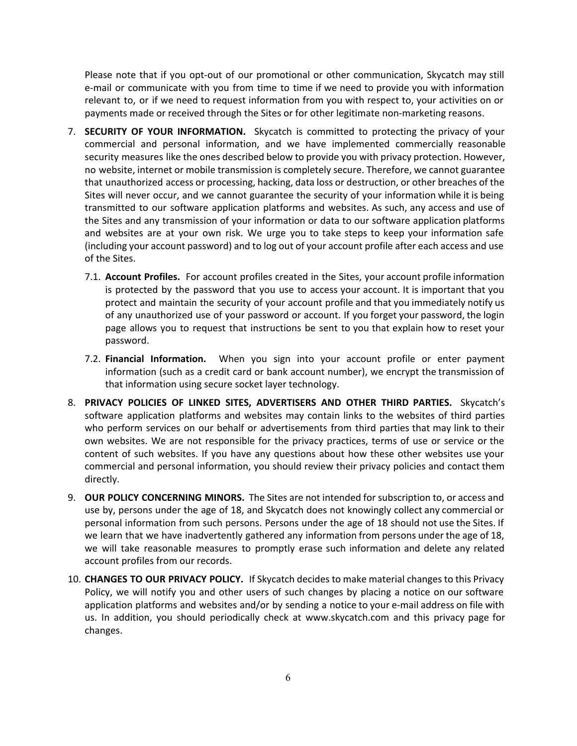Please note that if you opt-out of our promotional or other communication, Skycatch may still e-mail or communicate with you from time to time if we need to provide you with information relevant to, or if we need to request information from you with respect to, your activities on or payments made or received through the Sites or for other legitimate non-marketing reasons.

7. **SECURITY OF YOUR INFORMATION.** Skycatch is committed to protecting the privacy of your commercial and personal information, and we have implemented commercially reasonable security measures like the ones described below to provide you with privacy protection. However, no website, internet or mobile transmission is completely secure. Therefore, we cannot guarantee that unauthorized access or processing, hacking, data loss or destruction, or other breaches of the Sites will never occur, and we cannot guarantee the security of your information while it is being transmitted to our software application platforms and websites. As such, any access and use of the Sites and any transmission of your information or data to our software application platforms and websites are at your own risk. We urge you to take steps to keep your information safe (including your account password) and to log out of your account profile after each access and use of the Sites.

   7.1. **Account Profiles.** For account profiles created in the Sites, your account profile information is protected by the password that you use to access your account. It is important that you protect and maintain the security of your account profile and that you immediately notify us of any unauthorized use of your password or account. If you forget your password, the login page allows you to request that instructions be sent to you that explain how to reset your password.

   7.2. **Financial Information.** When you sign into your account profile or enter payment information (such as a credit card or bank account number), we encrypt the transmission of that information using secure socket layer technology.

8. **PRIVACY POLICIES OF LINKED SITES, ADVERTISERS AND OTHER THIRD PARTIES.** Skycatch's software application platforms and websites may contain links to the websites of third parties who perform services on our behalf or advertisements from third parties that may link to their own websites. We are not responsible for the privacy practices, terms of use or service or the content of such websites. If you have any questions about how these other websites use your commercial and personal information, you should review their privacy policies and contact them directly.

9. **OUR POLICY CONCERNING MINORS.** The Sites are not intended for subscription to, or access and use by, persons under the age of 18, and Skycatch does not knowingly collect any commercial or personal information from such persons. Persons under the age of 18 should not use the Sites. If we learn that we have inadvertently gathered any information from persons under the age of 18, we will take reasonable measures to promptly erase such information and delete any related account profiles from our records.

10. **CHANGES TO OUR PRIVACY POLICY.** If Skycatch decides to make material changes to this Privacy Policy, we will notify you and other users of such changes by placing a notice on our software application platforms and websites and/or by sending a notice to your e-mail address on file with us. In addition, you should periodically check at www.skycatch.com and this privacy page for changes.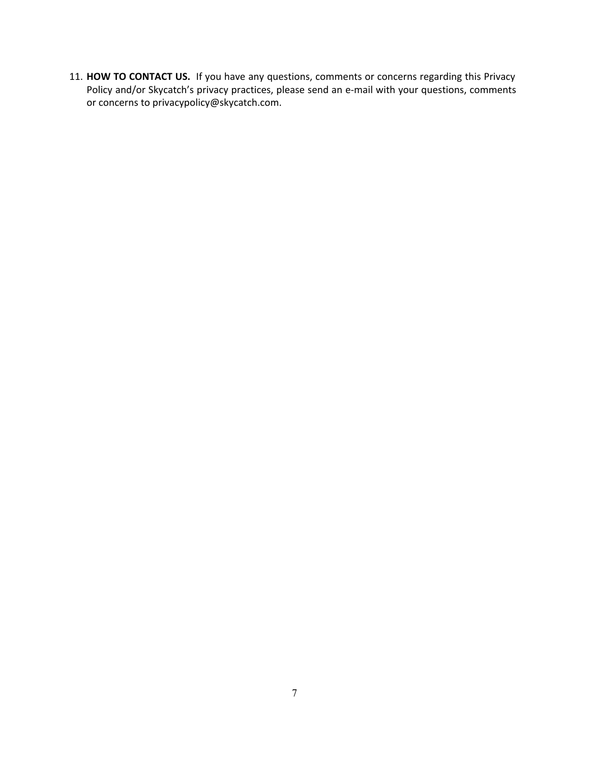11. **HOW TO CONTACT US.** If you have any questions, comments or concerns regarding this Privacy Policy and/or Skycatch's privacy practices, please send an e-mail with your questions, comments or concerns to privacypolicy@skycatch.com.